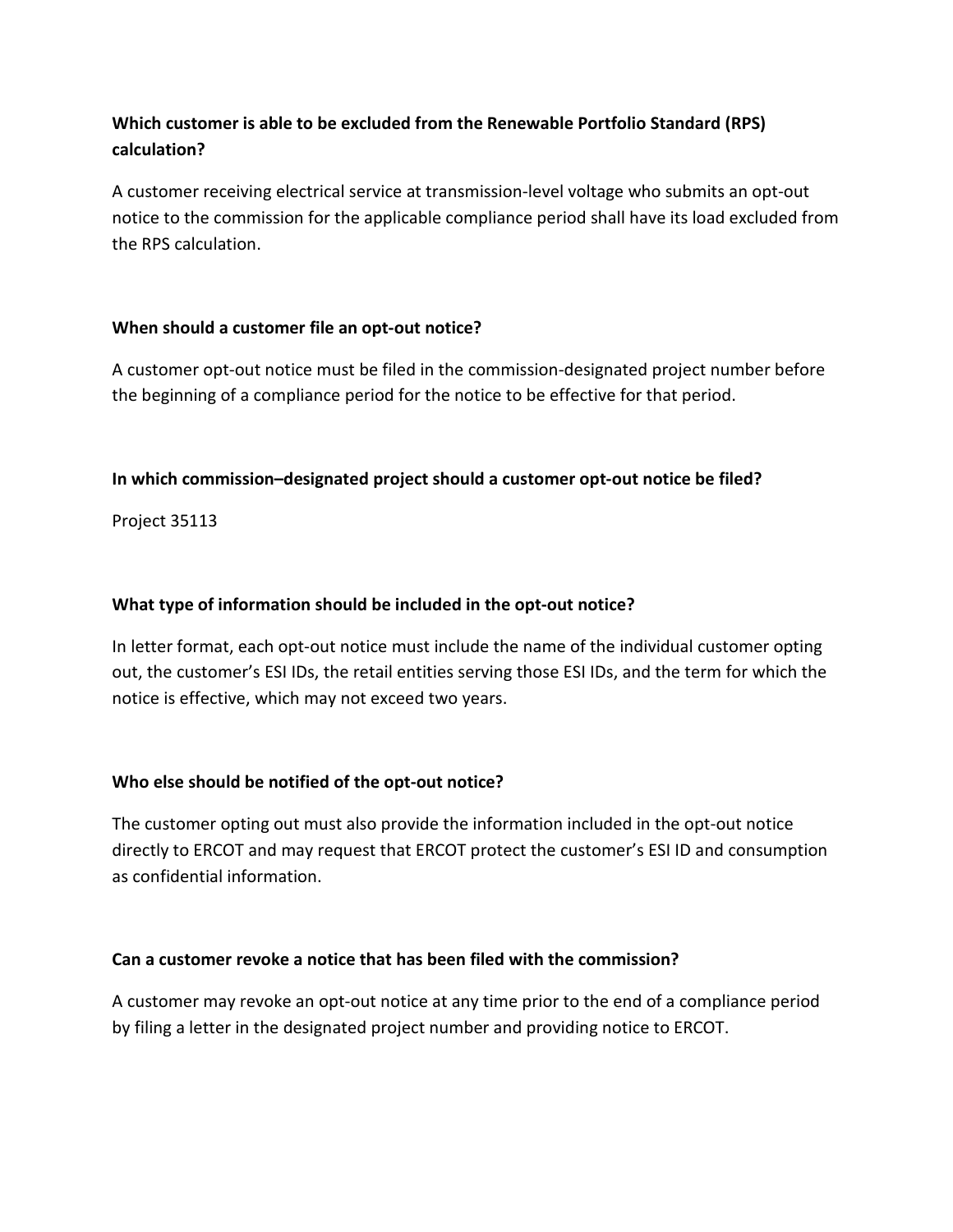**Which customer is able to be excluded from the Renewable Portfolio Standard (RPS) calculation?**

A customer receiving electrical service at transmission-level voltage who submits an opt-out notice to the commission for the applicable compliance period shall have its load excluded from the RPS calculation.

**When should a customer file an opt-out notice?**

A customer opt-out notice must be filed in the commission-designated project number before the beginning of a compliance period for the notice to be effective for that period.

**In which commission–designated project should a customer opt-out notice be filed?**

Project 35113

**What type of information should be included in the opt-out notice?**

In letter format, each opt-out notice must include the name of the individual customer opting out, the customer's ESI IDs, the retail entities serving those ESI IDs, and the term for which the notice is effective, which may not exceed two years.

**Who else should be notified of the opt-out notice?**

The customer opting out must also provide the information included in the opt-out notice directly to ERCOT and may request that ERCOT protect the customer's ESI ID and consumption as confidential information.

**Can a customer revoke a notice that has been filed with the commission?**

A customer may revoke an opt-out notice at any time prior to the end of a compliance period by filing a letter in the designated project number and providing notice to ERCOT.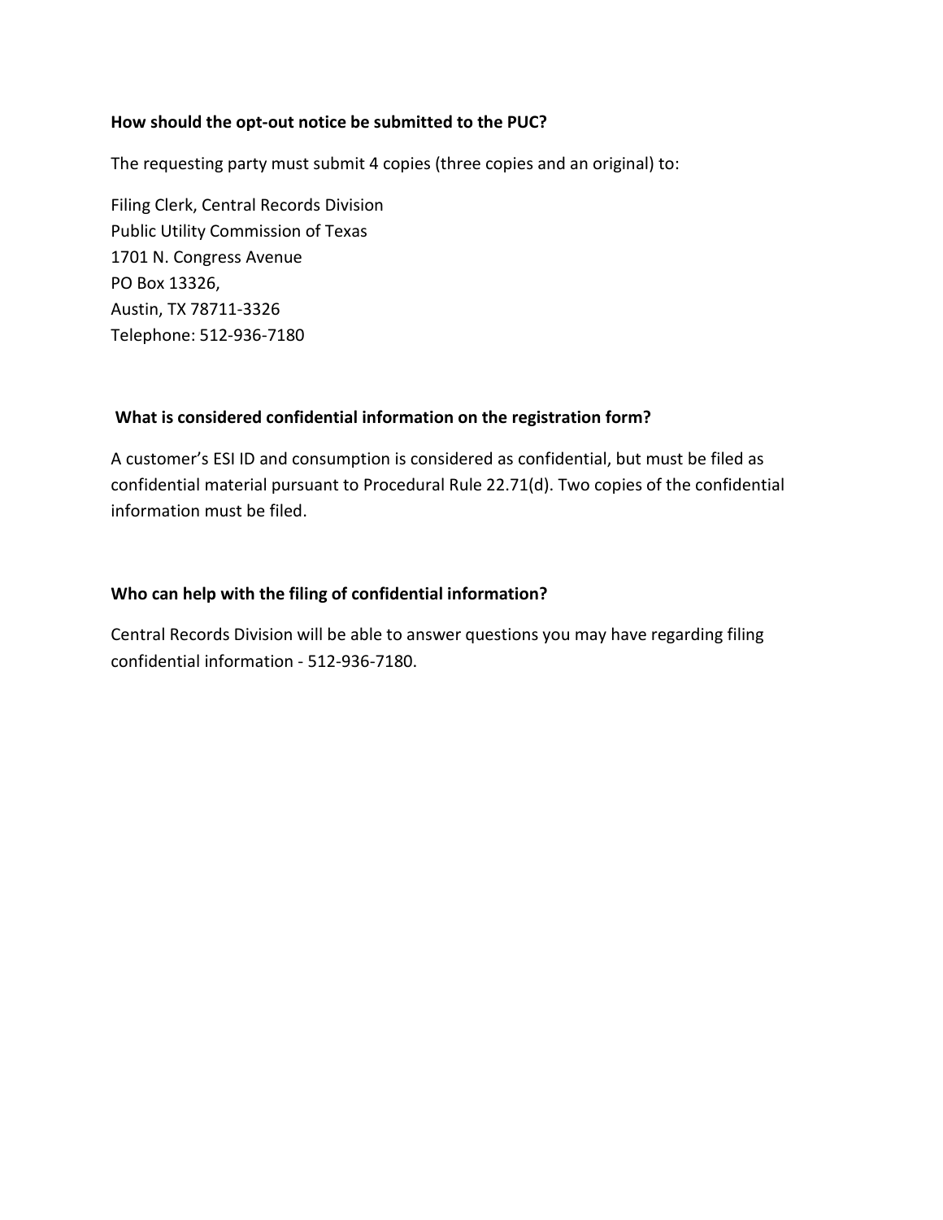**How should the opt-out notice be submitted to the PUC?**

The requesting party must submit 4 copies (three copies and an original) to:

Filing Clerk, Central Records Division
Public Utility Commission of Texas
1701 N. Congress Avenue
PO Box 13326,
Austin, TX 78711-3326
Telephone: 512-936-7180

**What is considered confidential information on the registration form?**

A customer's ESI ID and consumption is considered as confidential, but must be filed as confidential material pursuant to Procedural Rule 22.71(d). Two copies of the confidential information must be filed.

**Who can help with the filing of confidential information?**

Central Records Division will be able to answer questions you may have regarding filing confidential information - 512-936-7180.